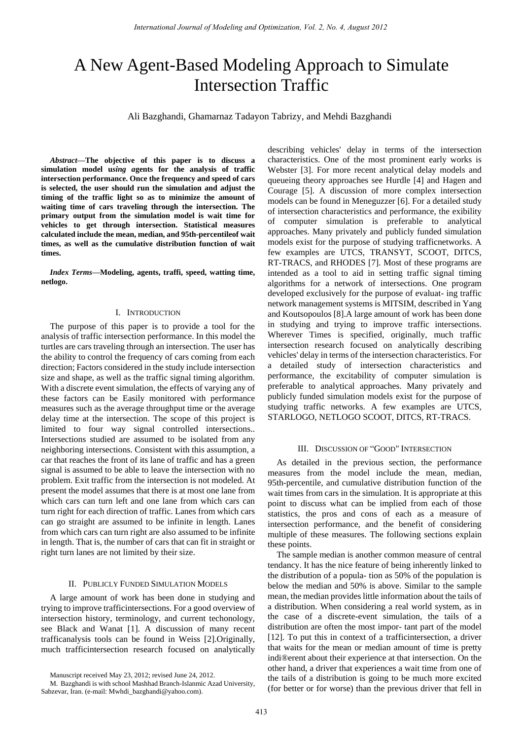# A New Agent-Based Modeling Approach to Simulate Intersection Traffic

Ali Bazghandi, Ghamarnaz Tadayon Tabrizy, and Mehdi Bazghandi

***Abstract*—The objective of this paper is to discuss a simulation model u*sing a*gents for the analysis of traffic intersection performance. Once the frequency and speed of cars is selected, the user should run the simulation and adjust the timing of the traffic light so as to minimize the amount of waiting time of cars traveling through the intersection. The primary output from the simulation model is wait time for vehicles to get through intersection. Statistical measures calculated include the mean, median, and 95th-percentileof wait times, as well as the cumulative distribution function of wait times.**

***Index Terms*—Modeling, agents, traffi, speed, watting time, netlogo.**

## I. Introduction

The purpose of this paper is to provide a tool for the analysis of traffic intersection performance. In this model the turtles are cars traveling through an intersection. The user has the ability to control the frequency of cars coming from each direction; Factors considered in the study include intersection size and shape, as well as the traffic signal timing algorithm. With a discrete event simulation, the effects of varying any of these factors can be Easily monitored with performance measures such as the average throughput time or the average delay time at the intersection. The scope of this project is limited to four way signal controlled intersections.. Intersections studied are assumed to be isolated from any neighboring intersections. Consistent with this assumption, a car that reaches the front of its lane of traffic and has a green signal is assumed to be able to leave the intersection with no problem. Exit traffic from the intersection is not modeled. At present the model assumes that there is at most one lane from which cars can turn left and one lane from which cars can turn right for each direction of traffic. Lanes from which cars can go straight are assumed to be infinite in length. Lanes from which cars can turn right are also assumed to be infinite in length. That is, the number of cars that can fit in straight or right turn lanes are not limited by their size.

## II. Publicly Funded Simulation Models

A large amount of work has been done in studying and trying to improve trafficintersections. For a good overview of intersection history, terminology, and current techonology, see Black and Wanat [1]. A discussion of many recent trafficanalysis tools can be found in Weiss [2].Originally, much trafficintersection research focused on analytically describing vehicles' delay in terms of the intersection characteristics. One of the most prominent early works is Webster [3]. For more recent analytical delay models and queueing theory approaches see Hurdle [4] and Hagen and Courage [5]. A discussion of more complex intersection models can be found in Meneguzzer [6]. For a detailed study of intersection characteristics and performance, the exibility of computer simulation is preferable to analytical approaches. Many privately and publicly funded simulation models exist for the purpose of studying trafficnetworks. A few examples are UTCS, TRANSYT, SCOOT, DITCS, RT-TRACS, and RHODES [7]. Most of these programs are intended as a tool to aid in setting traffic signal timing algorithms for a network of intersections. One program developed exclusively for the purpose of evaluat- ing traffic network management systems is MITSIM, described in Yang and Koutsopoulos [8].A large amount of work has been done in studying and trying to improve traffic intersections. Wherever Times is specified, originally, much traffic intersection research focused on analytically describing vehicles' delay in terms of the intersection characteristics. For a detailed study of intersection characteristics and performance, the excitability of computer simulation is preferable to analytical approaches. Many privately and publicly funded simulation models exist for the purpose of studying traffic networks. A few examples are UTCS, STARLOGO, NETLOGO SCOOT, DITCS, RT-TRACS.

## III. Discussion of "Good" Intersection

As detailed in the previous section, the performance measures from the model include the mean, median, 95th-percentile, and cumulative distribution function of the wait times from cars in the simulation. It is appropriate at this point to discuss what can be implied from each of those statistics, the pros and cons of each as a measure of intersection performance, and the benefit of considering multiple of these measures. The following sections explain these points.

The sample median is another common measure of central tendancy. It has the nice feature of being inherently linked to the distribution of a popula- tion as 50% of the population is below the median and 50% is above. Similar to the sample mean, the median provides little information about the tails of a distribution. When considering a real world system, as in the case of a discrete-event simulation, the tails of a distribution are often the most impor- tant part of the model [12]. To put this in context of a trafficintersection, a driver that waits for the mean or median amount of time is pretty indi®erent about their experience at that intersection. On the other hand, a driver that experiences a wait time from one of the tails of a distribution is going to be much more excited (for better or for worse) than the previous driver that fell in

Manuscript received May 23, 2012; revised June 24, 2012.

M. Bazghandi is with school Mashhad Branch-Islanmic Azad University, Sabzevar, Iran. (e-mail: Mwhdi_bazghandi@yahoo.com).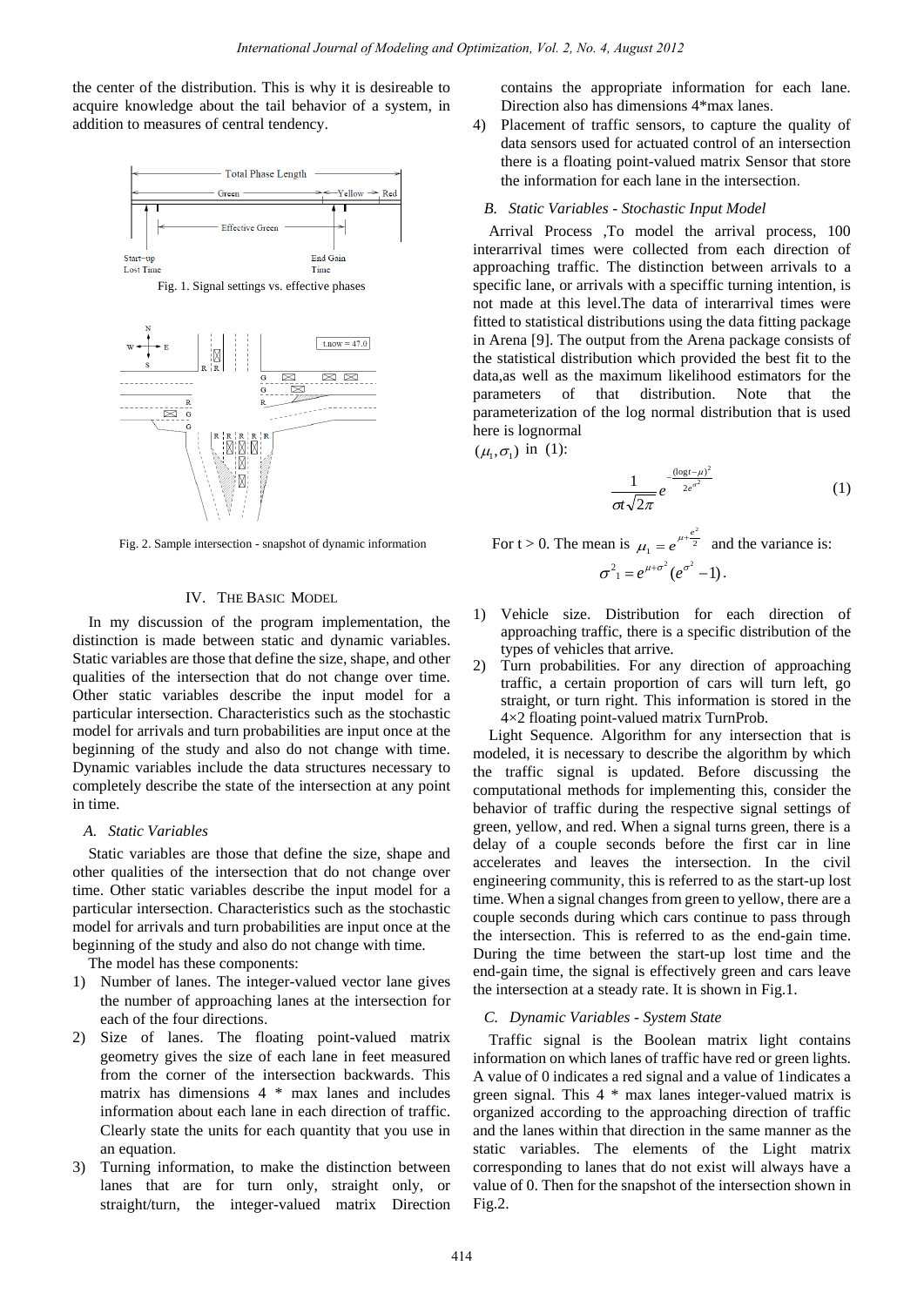the center of the distribution. This is why it is desireable to acquire knowledge about the tail behavior of a system, in addition to measures of central tendency.

Fig. 1. Signal settings vs. effective phases

Fig. 2. Sample intersection - snapshot of dynamic information

## IV. The Basic Model

In my discussion of the program implementation, the distinction is made between static and dynamic variables. Static variables are those that define the size, shape, and other qualities of the intersection that do not change over time. Other static variables describe the input model for a particular intersection. Characteristics such as the stochastic model for arrivals and turn probabilities are input once at the beginning of the study and also do not change with time. Dynamic variables include the data structures necessary to completely describe the state of the intersection at any point in time.

### A. Static Variables

Static variables are those that define the size, shape and other qualities of the intersection that do not change over time. Other static variables describe the input model for a particular intersection. Characteristics such as the stochastic model for arrivals and turn probabilities are input once at the beginning of the study and also do not change with time.

The model has these components:

1) Number of lanes. The integer-valued vector lane gives the number of approaching lanes at the intersection for each of the four directions.
2) Size of lanes. The floating point-valued matrix geometry gives the size of each lane in feet measured from the corner of the intersection backwards. This matrix has dimensions 4 * max lanes and includes information about each lane in each direction of traffic. Clearly state the units for each quantity that you use in an equation.
3) Turning information, to make the distinction between lanes that are for turn only, straight only, or straight/turn, the integer-valued matrix Direction contains the appropriate information for each lane. Direction also has dimensions 4*max lanes.
4) Placement of traffic sensors, to capture the quality of data sensors used for actuated control of an intersection there is a floating point-valued matrix Sensor that store the information for each lane in the intersection.

### B. Static Variables - Stochastic Input Model

Arrival Process ,To model the arrival process, 100 interarrival times were collected from each direction of approaching traffic. The distinction between arrivals to a specific lane, or arrivals with a speciffic turning intention, is not made at this level.The data of interarrival times were fitted to statistical distributions using the data fitting package in Arena [9]. The output from the Arena package consists of the statistical distribution which provided the best fit to the data,as well as the maximum likelihood estimators for the parameters of that distribution. Note that the parameterization of the log normal distribution that is used here is lognormal

$(\mu_1, \sigma_1)$ in (1):

$$\frac{1}{\sigma t\sqrt{2\pi}} e^{-\frac{(\log t-\mu)^2}{2e^{\sigma^2}}} \tag{1}$$

For t > 0. The mean is $\mu_1 = e^{\mu+\frac{e^2}{2}}$ and the variance is:

$$\sigma^2{}_1 = e^{\mu+\sigma^2}(e^{\sigma^2}-1).$$

1) Vehicle size. Distribution for each direction of approaching traffic, there is a specific distribution of the types of vehicles that arrive.
2) Turn probabilities. For any direction of approaching traffic, a certain proportion of cars will turn left, go straight, or turn right. This information is stored in the 4×2 floating point-valued matrix TurnProb.

Light Sequence. Algorithm for any intersection that is modeled, it is necessary to describe the algorithm by which the traffic signal is updated. Before discussing the computational methods for implementing this, consider the behavior of traffic during the respective signal settings of green, yellow, and red. When a signal turns green, there is a delay of a couple seconds before the first car in line accelerates and leaves the intersection. In the civil engineering community, this is referred to as the start-up lost time. When a signal changes from green to yellow, there are a couple seconds during which cars continue to pass through the intersection. This is referred to as the end-gain time. During the time between the start-up lost time and the end-gain time, the signal is effectively green and cars leave the intersection at a steady rate. It is shown in Fig.1.

### C. Dynamic Variables - System State

Traffic signal is the Boolean matrix light contains information on which lanes of traffic have red or green lights. A value of 0 indicates a red signal and a value of 1indicates a green signal. This 4 * max lanes integer-valued matrix is organized according to the approaching direction of traffic and the lanes within that direction in the same manner as the static variables. The elements of the Light matrix corresponding to lanes that do not exist will always have a value of 0. Then for the snapshot of the intersection shown in Fig.2.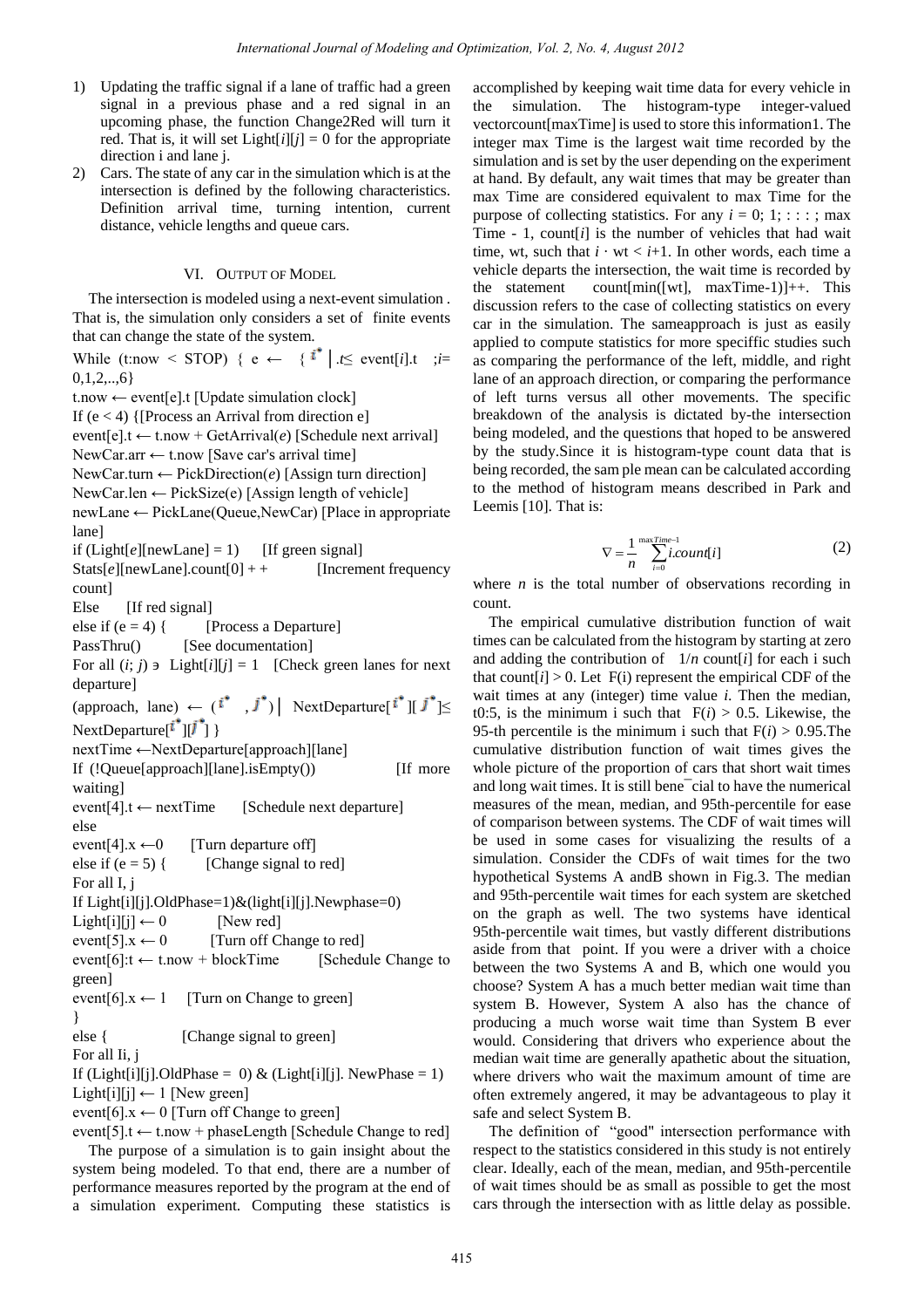1) Updating the traffic signal if a lane of traffic had a green signal in a previous phase and a red signal in an upcoming phase, the function Change2Red will turn it red. That is, it will set Light[*i*][*j*] = 0 for the appropriate direction i and lane j.
2) Cars. The state of any car in the simulation which is at the intersection is defined by the following characteristics. Definition arrival time, turning intention, current distance, vehicle lengths and queue cars.

## VI. Output of Model

The intersection is modeled using a next-event simulation . That is, the simulation only considers a set of finite events that can change the state of the system.

While (t:now < STOP) { e ← { $i^*$ | .t≤ event[*i*].t ;*i*= 0,1,2,..,6}

t.now ← event[e].t [Update simulation clock]

If (e < 4) {[Process an Arrival from direction e]

event[e].t ← t.now + GetArrival(*e*) [Schedule next arrival]

NewCar.arr ← t.now [Save car's arrival time]

NewCar.turn ← PickDirection(*e*) [Assign turn direction]

NewCar.len ← PickSize(e) [Assign length of vehicle]

newLane ← PickLane(Queue,NewCar) [Place in appropriate lane]

if (Light[*e*][newLane] = 1) [If green signal]

Stats[*e*][newLane].count[0] + + [Increment frequency count]

Else [If red signal]

else if (e = 4) { [Process a Departure]

PassThru() [See documentation]

For all (*i*; *j*) ∍ Light[*i*][*j*] = 1 [Check green lanes for next departure]

(approach, lane) ← ($i^*$ , $j^*$) | NextDeparture[$i^*$][$j^*$]≤ NextDeparture[$i^*$][$j^*$] }

nextTime ←NextDeparture[approach][lane]

If (!Queue[approach][lane].isEmpty()) [If more waiting]

event[4].t ← nextTime [Schedule next departure]

else

event[4].x ←0 [Turn departure off]

else if (e = 5) { [Change signal to red]

For all I, j

If Light[i][j].OldPhase=1)&(light[i][j].Newphase=0)

Light[i][j] ← 0 [New red]

event[5].x ← 0 [Turn off Change to red]

event[6]:t ← t.now + blockTime [Schedule Change to green]

event[6].x ← 1 [Turn on Change to green]

}

else { [Change signal to green]

For all Ii, j

If (Light[i][j].OldPhase = 0) & (Light[i][j]. NewPhase = 1)

Light[i][j] ← 1 [New green]

event[6].x ← 0 [Turn off Change to green]

event[5].t ← t.now + phaseLength [Schedule Change to red]

The purpose of a simulation is to gain insight about the system being modeled. To that end, there are a number of performance measures reported by the program at the end of a simulation experiment. Computing these statistics is accomplished by keeping wait time data for every vehicle in the simulation. The histogram-type integer-valued vectorcount[maxTime] is used to store this information1. The integer max Time is the largest wait time recorded by the simulation and is set by the user depending on the experiment at hand. By default, any wait times that may be greater than max Time are considered equivalent to max Time for the purpose of collecting statistics. For any *i* = 0; 1; : : : ; max Time - 1, count[*i*] is the number of vehicles that had wait time, wt, such that *i* · wt < *i*+1. In other words, each time a vehicle departs the intersection, the wait time is recorded by the statement count[min([wt], maxTime-1)]++. This discussion refers to the case of collecting statistics on every car in the simulation. The sameapproach is just as easily applied to compute statistics for more speciffic studies such as comparing the performance of the left, middle, and right lane of an approach direction, or comparing the performance of left turns versus all other movements. The specific breakdown of the analysis is dictated by-the intersection being modeled, and the questions that hoped to be answered by the study.Since it is histogram-type count data that is being recorded, the sam ple mean can be calculated according to the method of histogram means described in Park and Leemis [10]. That is:

$$\nabla = \frac{1}{n}\sum_{i=0}^{\max Time-1} i.count[i] \tag{2}$$

where *n* is the total number of observations recording in count.

The empirical cumulative distribution function of wait times can be calculated from the histogram by starting at zero and adding the contribution of 1/*n* count[*i*] for each i such that count[*i*] > 0. Let F(i) represent the empirical CDF of the wait times at any (integer) time value *i*. Then the median, t0:5, is the minimum i such that F(*i*) > 0.5. Likewise, the 95-th percentile is the minimum i such that F(*i*) > 0.95.The cumulative distribution function of wait times gives the whole picture of the proportion of cars that short wait times and long wait times. It is still bene¯cial to have the numerical measures of the mean, median, and 95th-percentile for ease of comparison between systems. The CDF of wait times will be used in some cases for visualizing the results of a simulation. Consider the CDFs of wait times for the two hypothetical Systems A andB shown in Fig.3. The median and 95th-percentile wait times for each system are sketched on the graph as well. The two systems have identical 95th-percentile wait times, but vastly different distributions aside from that point. If you were a driver with a choice between the two Systems A and B, which one would you choose? System A has a much better median wait time than system B. However, System A also has the chance of producing a much worse wait time than System B ever would. Considering that drivers who experience about the median wait time are generally apathetic about the situation, where drivers who wait the maximum amount of time are often extremely angered, it may be advantageous to play it safe and select System B.

The definition of "good" intersection performance with respect to the statistics considered in this study is not entirely clear. Ideally, each of the mean, median, and 95th-percentile of wait times should be as small as possible to get the most cars through the intersection with as little delay as possible.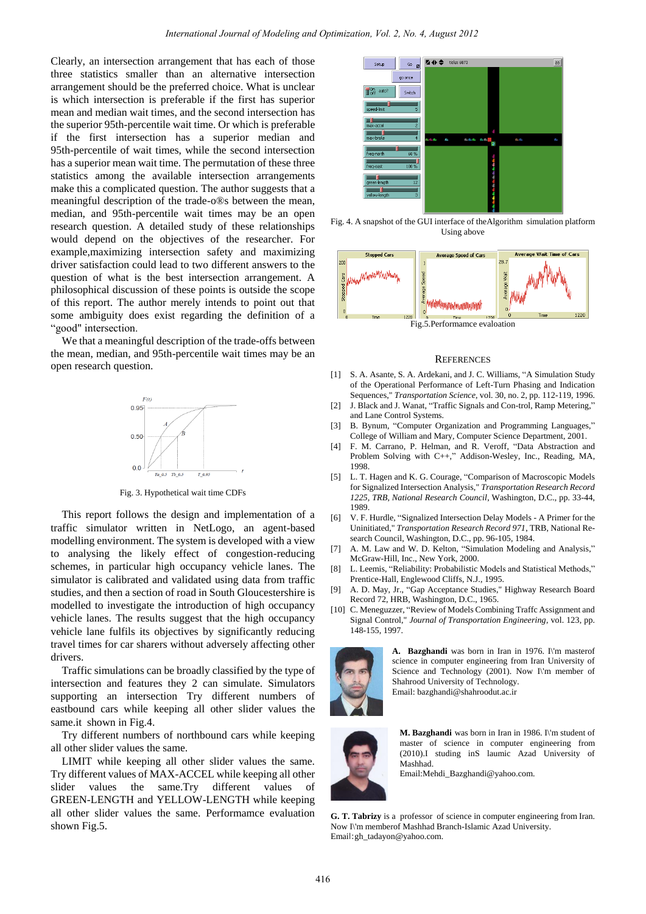Clearly, an intersection arrangement that has each of those three statistics smaller than an alternative intersection arrangement should be the preferred choice. What is unclear is which intersection is preferable if the first has superior mean and median wait times, and the second intersection has the superior 95th-percentile wait time. Or which is preferable if the first intersection has a superior median and 95th-percentile of wait times, while the second intersection has a superior mean wait time. The permutation of these three statistics among the available intersection arrangements makes this a complicated question. The author suggests that a meaningful description of the trade-o®s between the mean, median, and 95th-percentile wait times may be an open research question. A detailed study of these relationships would depend on the objectives of the researcher. For example,maximizing intersection safety and maximizing driver satisfaction could lead to two different answers to the question of what is the best intersection arrangement. A philosophical discussion of these points is outside the scope of this report. The author merely intends to point out that some ambiguity does exist regarding the definition of a "good" intersection.

We that a meaningful description of the trade-offs between the mean, median, and 95th-percentile wait times may be an open research question.

F(t)
0.95
0.50
0.0
A
B
Ta_0.5 Tb_0.5 T_0.95
t

Fig. 3. Hypothetical wait time CDFs

This report follows the design and implementation of a traffic simulator written in NetLogo, an agent-based modelling environment. The system is developed with a view to analysing the likely effect of congestion-reducing schemes, in particular high occupancy vehicle lanes. The simulator is calibrated and validated using data from traffic studies, and then a section of road in South Gloucestershire is modelled to investigate the introduction of high occupancy vehicle lanes. The results suggest that the high occupancy vehicle lane fulfils its objectives by significantly reducing travel times for car sharers without adversely affecting other drivers.

Traffic simulations can be broadly classified by the type of intersection and features they 2 can simulate. Simulators supporting an intersection Try different numbers of eastbound cars while keeping all other slider values the same.it shown in Fig.4.

Try different numbers of northbound cars while keeping all other slider values the same.

LIMIT while keeping all other slider values the same. Try different values of MAX-ACCEL while keeping all other slider values the same.Try different values of GREEN-LENGTH and YELLOW-LENGTH while keeping all other slider values the same. Performamce evaluation shown Fig.5.

Setup
Go
go once
auto?
Switch
speed-limit 5
max-accel 2
max-brake 4
freq-north 60 %
freq-east 100 %
green-length 12
yellow-length 3
ticks: 6873

Fig. 4. A snapshot of the GUI interface of theAlgorithm simulation platform Using above

Stopped Cars
200
Stopped Cars
0
0 Time 1220

Average Speed of Cars
1
Average Speed
0
0 Time 1220

Average Wait Time of Cars
28.7
Average Wait
0
0 Time 1220

Fig.5.Performamce evaloation

## REFERENCES

[1] S. A. Asante, S. A. Ardekani, and J. C. Williams, "A Simulation Study of the Operational Performance of Left-Turn Phasing and Indication Sequences," *Transportation Science*, vol. 30, no. 2, pp. 112-119, 1996.

[2] J. Black and J. Wanat, "Traffic Signals and Con-trol, Ramp Metering," and Lane Control Systems.

[3] B. Bynum, "Computer Organization and Programming Languages," College of William and Mary, Computer Science Department, 2001.

[4] F. M. Carrano, P. Helman, and R. Veroff, "Data Abstraction and Problem Solving with C++," Addison-Wesley, Inc., Reading, MA, 1998.

[5] L. T. Hagen and K. G. Courage, "Comparison of Macroscopic Models for Signalized Intersection Analysis," *Transportation Research Record 1225, TRB, National Research Council*, Washington, D.C., pp. 33-44, 1989.

[6] V. F. Hurdle, "Signalized Intersection Delay Models - A Primer for the Uninitiated," *Transportation Research Record 971*, TRB, National Re-search Council, Washington, D.C., pp. 96-105, 1984.

[7] A. M. Law and W. D. Kelton, "Simulation Modeling and Analysis," McGraw-Hill, Inc., New York, 2000.

[8] L. Leemis, "Reliability: Probabilistic Models and Statistical Methods," Prentice-Hall, Englewood Cliffs, N.J., 1995.

[9] A. D. May, Jr., "Gap Acceptance Studies," Highway Research Board Record 72, HRB, Washington, D.C., 1965.

[10] C. Meneguzzer, "Review of Models Combining Traffc Assignment and Signal Control," *Journal of Transportation Engineering*, vol. 123, pp. 148-155, 1997.

**A. Bazghandi** was born in Iran in 1976. I\'m masterof science in computer engineering from Iran University of Science and Technology (2001). Now I\'m member of Shahrood University of Technology.
Email: bazghandi@shahroodut.ac.ir

**M. Bazghandi** was born in Iran in 1986. I\'m student of master of science in computer engineering from (2010).I studing inS laumic Azad University of Mashhad.
Email:Mehdi_Bazghandi@yahoo.com.

**G. T. Tabrizy** is a professor of science in computer engineering from Iran. Now I\'m memberof Mashhad Branch-Islamic Azad University.
Email:gh_tadayon@yahoo.com.